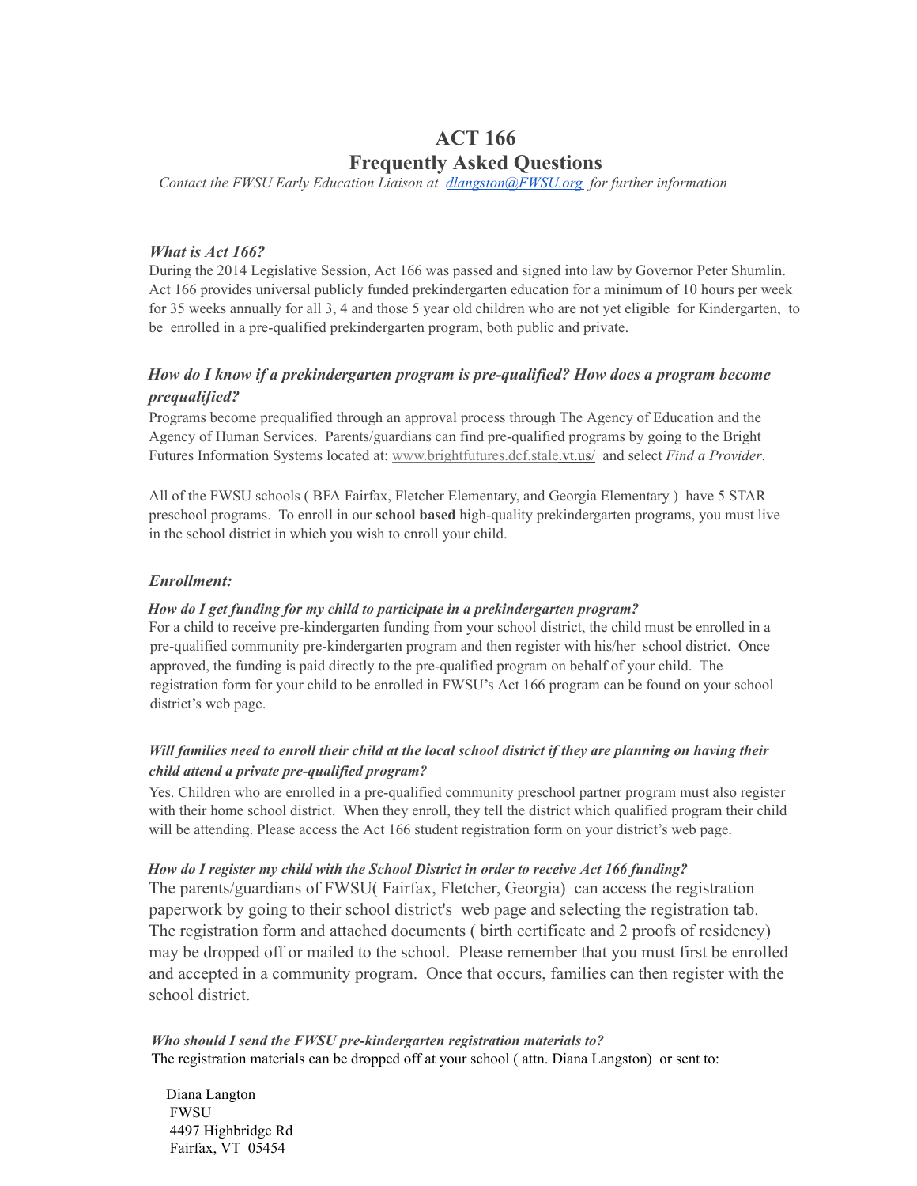# ACT 166
# Frequently Asked Questions

*Contact the FWSU Early Education Liaison at [dlangston@FWSU.org](mailto:dlangston@FWSU.org) for further information*

### *What is Act 166?*

During the 2014 Legislative Session, Act 166 was passed and signed into law by Governor Peter Shumlin. Act 166 provides universal publicly funded prekindergarten education for a minimum of 10 hours per week for 35 weeks annually for all 3, 4 and those 5 year old children who are not yet eligible for Kindergarten, to be enrolled in a pre-qualified prekindergarten program, both public and private.

### *How do I know if a prekindergarten program is pre-qualified? How does a program become prequalified?*

Programs become prequalified through an approval process through The Agency of Education and the Agency of Human Services. Parents/guardians can find pre-qualified programs by going to the Bright Futures Information Systems located at: www.brightfutures.dcf.stale.vt.us/ and select *Find a Provider*.

All of the FWSU schools ( BFA Fairfax, Fletcher Elementary, and Georgia Elementary ) have 5 STAR preschool programs. To enroll in our **school based** high-quality prekindergarten programs, you must live in the school district in which you wish to enroll your child.

### *Enrollment:*

#### *How do I get funding for my child to participate in a prekindergarten program?*

For a child to receive pre-kindergarten funding from your school district, the child must be enrolled in a pre-qualified community pre-kindergarten program and then register with his/her school district. Once approved, the funding is paid directly to the pre-qualified program on behalf of your child. The registration form for your child to be enrolled in FWSU's Act 166 program can be found on your school district's web page.

#### *Will families need to enroll their child at the local school district if they are planning on having their child attend a private pre-qualified program?*

Yes. Children who are enrolled in a pre-qualified community preschool partner program must also register with their home school district. When they enroll, they tell the district which qualified program their child will be attending. Please access the Act 166 student registration form on your district's web page.

#### *How do I register my child with the School District in order to receive Act 166 funding?*

The parents/guardians of FWSU( Fairfax, Fletcher, Georgia) can access the registration paperwork by going to their school district's web page and selecting the registration tab. The registration form and attached documents ( birth certificate and 2 proofs of residency) may be dropped off or mailed to the school. Please remember that you must first be enrolled and accepted in a community program. Once that occurs, families can then register with the school district.

#### *Who should I send the FWSU pre-kindergarten registration materials to?*

The registration materials can be dropped off at your school ( attn. Diana Langston) or sent to:

Diana Langton  
FWSU  
4497 Highbridge Rd  
Fairfax, VT 05454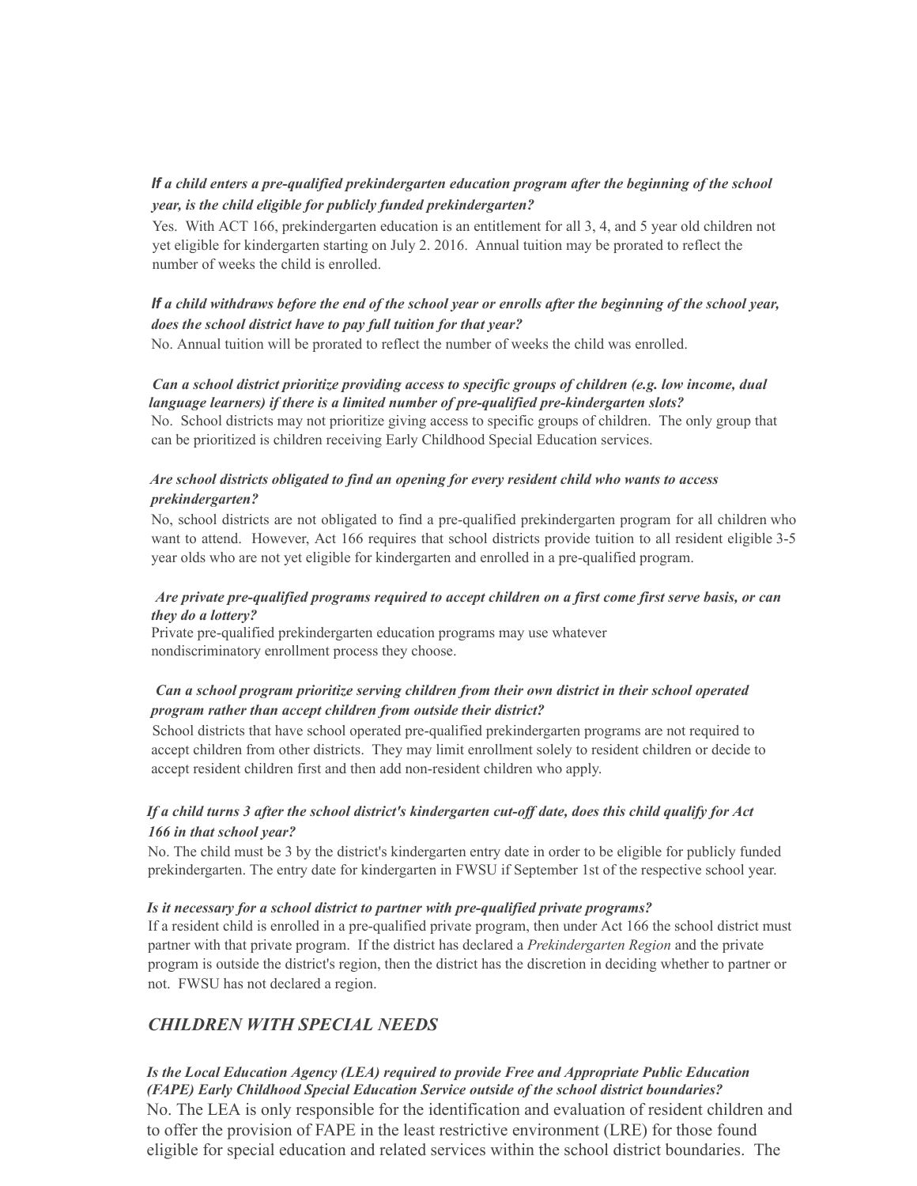***If a child enters a pre-qualified prekindergarten education program after the beginning of the school year, is the child eligible for publicly funded prekindergarten?***

Yes. With ACT 166, prekindergarten education is an entitlement for all 3, 4, and 5 year old children not yet eligible for kindergarten starting on July 2. 2016. Annual tuition may be prorated to reflect the number of weeks the child is enrolled.

***If a child withdraws before the end of the school year or enrolls after the beginning of the school year, does the school district have to pay full tuition for that year?***

No. Annual tuition will be prorated to reflect the number of weeks the child was enrolled.

***Can a school district prioritize providing access to specific groups of children (e.g. low income, dual language learners) if there is a limited number of pre-qualified pre-kindergarten slots?***

No. School districts may not prioritize giving access to specific groups of children. The only group that can be prioritized is children receiving Early Childhood Special Education services.

***Are school districts obligated to find an opening for every resident child who wants to access prekindergarten?***

No, school districts are not obligated to find a pre-qualified prekindergarten program for all children who want to attend. However, Act 166 requires that school districts provide tuition to all resident eligible 3-5 year olds who are not yet eligible for kindergarten and enrolled in a pre-qualified program.

***Are private pre-qualified programs required to accept children on a first come first serve basis, or can they do a lottery?***

Private pre-qualified prekindergarten education programs may use whatever nondiscriminatory enrollment process they choose.

***Can a school program prioritize serving children from their own district in their school operated program rather than accept children from outside their district?***

School districts that have school operated pre-qualified prekindergarten programs are not required to accept children from other districts. They may limit enrollment solely to resident children or decide to accept resident children first and then add non-resident children who apply.

***If a child turns 3 after the school district's kindergarten cut-off date, does this child qualify for Act 166 in that school year?***

No. The child must be 3 by the district's kindergarten entry date in order to be eligible for publicly funded prekindergarten. The entry date for kindergarten in FWSU if September 1st of the respective school year.

***Is it necessary for a school district to partner with pre-qualified private programs?***

If a resident child is enrolled in a pre-qualified private program, then under Act 166 the school district must partner with that private program. If the district has declared a *Prekindergarten Region* and the private program is outside the district's region, then the district has the discretion in deciding whether to partner or not. FWSU has not declared a region.

## *CHILDREN WITH SPECIAL NEEDS*

***Is the Local Education Agency (LEA) required to provide Free and Appropriate Public Education (FAPE) Early Childhood Special Education Service outside of the school district boundaries?***

No. The LEA is only responsible for the identification and evaluation of resident children and to offer the provision of FAPE in the least restrictive environment (LRE) for those found eligible for special education and related services within the school district boundaries. The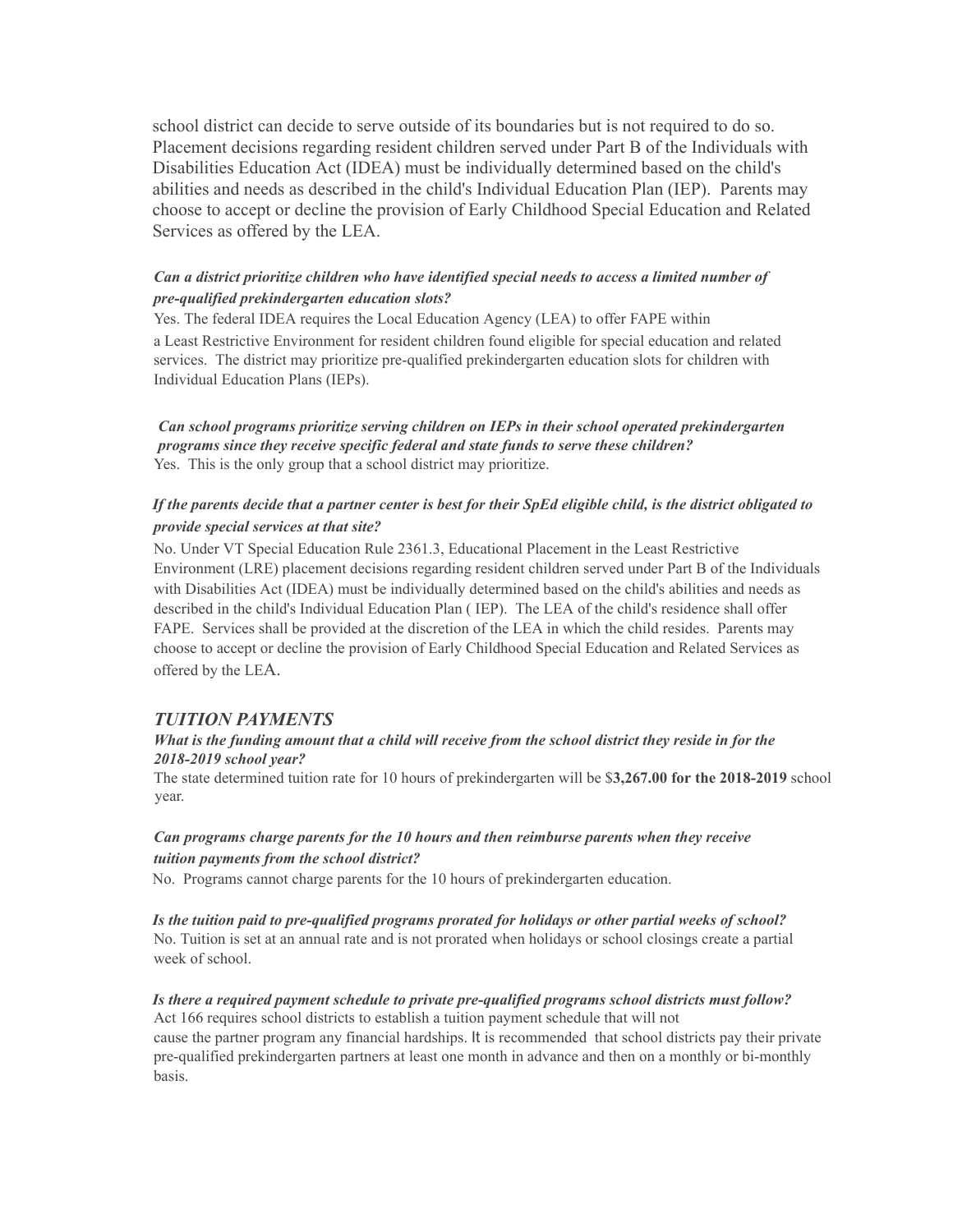school district can decide to serve outside of its boundaries but is not required to do so. Placement decisions regarding resident children served under Part B of the Individuals with Disabilities Education Act (IDEA) must be individually determined based on the child's abilities and needs as described in the child's Individual Education Plan (IEP). Parents may choose to accept or decline the provision of Early Childhood Special Education and Related Services as offered by the LEA.

***Can a district prioritize children who have identified special needs to access a limited number of pre-qualified prekindergarten education slots?***

Yes. The federal IDEA requires the Local Education Agency (LEA) to offer FAPE within a Least Restrictive Environment for resident children found eligible for special education and related services. The district may prioritize pre-qualified prekindergarten education slots for children with Individual Education Plans (IEPs).

***Can school programs prioritize serving children on IEPs in their school operated prekindergarten programs since they receive specific federal and state funds to serve these children?***

Yes. This is the only group that a school district may prioritize.

***If the parents decide that a partner center is best for their SpEd eligible child, is the district obligated to provide special services at that site?***

No. Under VT Special Education Rule 2361.3, Educational Placement in the Least Restrictive Environment (LRE) placement decisions regarding resident children served under Part B of the Individuals with Disabilities Act (IDEA) must be individually determined based on the child's abilities and needs as described in the child's Individual Education Plan ( IEP). The LEA of the child's residence shall offer FAPE. Services shall be provided at the discretion of the LEA in which the child resides. Parents may choose to accept or decline the provision of Early Childhood Special Education and Related Services as offered by the LEA.

## *TUITION PAYMENTS*

***What is the funding amount that a child will receive from the school district they reside in for the 2018-2019 school year?***

The state determined tuition rate for 10 hours of prekindergarten will be $**3,267.00 for the 2018-2019** school year.

***Can programs charge parents for the 10 hours and then reimburse parents when they receive tuition payments from the school district?***

No. Programs cannot charge parents for the 10 hours of prekindergarten education.

***Is the tuition paid to pre-qualified programs prorated for holidays or other partial weeks of school?***

No. Tuition is set at an annual rate and is not prorated when holidays or school closings create a partial week of school.

***Is there a required payment schedule to private pre-qualified programs school districts must follow?***

Act 166 requires school districts to establish a tuition payment schedule that will not cause the partner program any financial hardships. It is recommended that school districts pay their private pre-qualified prekindergarten partners at least one month in advance and then on a monthly or bi-monthly basis.